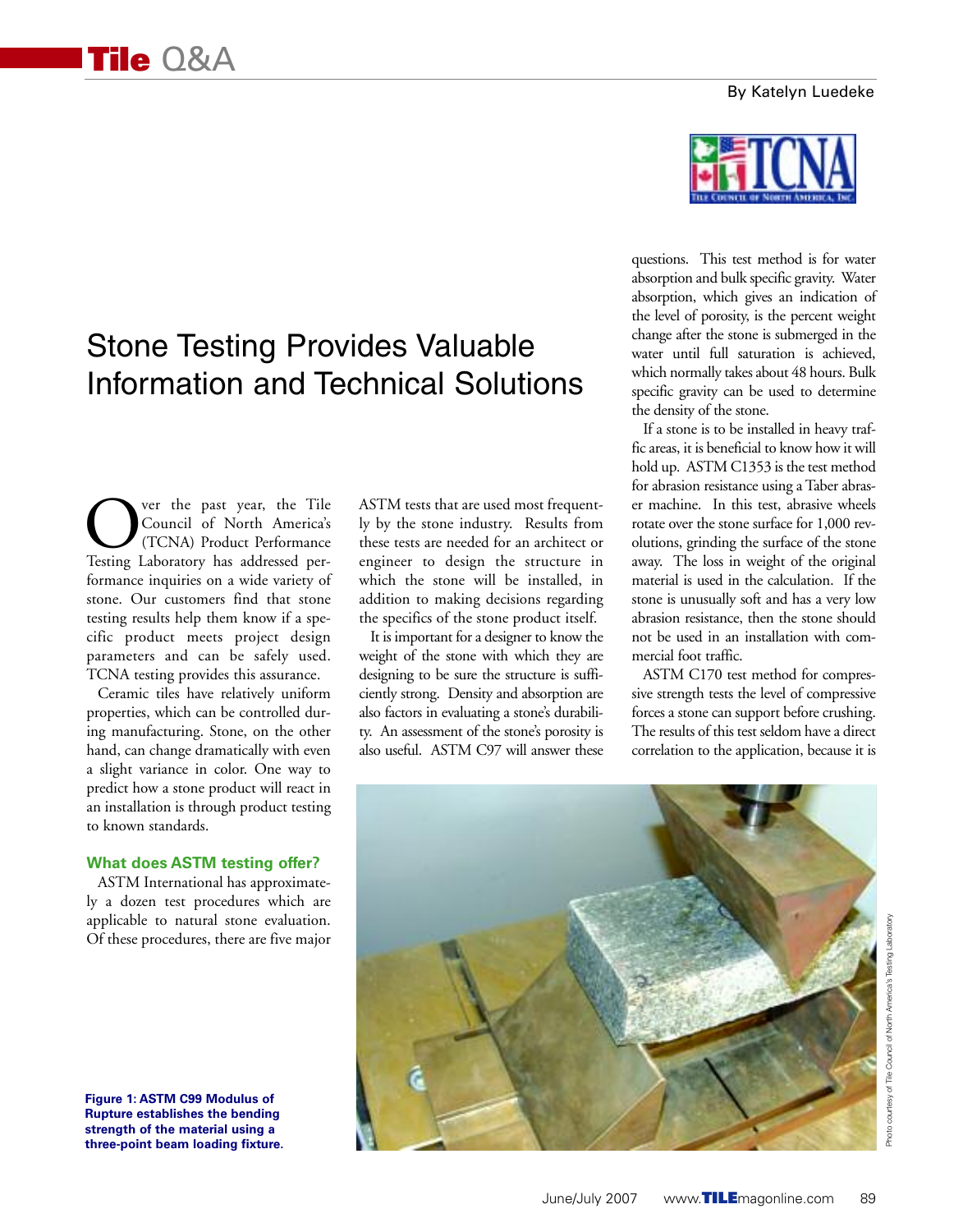# Stone Testing Provides Valuable Information and Technical Solutions

By Katelyn Luedeke

Over the past year, the Tile Council of North America's (TCNA) Product Performance Testing Laboratory has addressed performance inquiries on a wide variety of stone. Our customers find that stone testing results help them know if a specific product meets project design parameters and can be safely used. TCNA testing provides this assurance.

Ceramic tiles have relatively uniform properties, which can be controlled during manufacturing. Stone, on the other hand, can change dramatically with even a slight variance in color. One way to predict how a stone product will react in an installation is through product testing to known standards.

### What does ASTM testing offer?

ASTM International has approximately a dozen test procedures which are applicable to natural stone evaluation. Of these procedures, there are five major ASTM tests that are used most frequently by the stone industry. Results from these tests are needed for an architect or engineer to design the structure in which the stone will be installed, in addition to making decisions regarding the specifics of the stone product itself.

It is important for a designer to know the weight of the stone with which they are designing to be sure the structure is sufficiently strong. Density and absorption are also factors in evaluating a stone's durability. An assessment of the stone's porosity is also useful. ASTM C97 will answer these questions. This test method is for water absorption and bulk specific gravity. Water absorption, which gives an indication of the level of porosity, is the percent weight change after the stone is submerged in the water until full saturation is achieved, which normally takes about 48 hours. Bulk specific gravity can be used to determine the density of the stone.

If a stone is to be installed in heavy traffic areas, it is beneficial to know how it will hold up. ASTM C1353 is the test method for abrasion resistance using a Taber abraser machine. In this test, abrasive wheels rotate over the stone surface for 1,000 revolutions, grinding the surface of the stone away. The loss in weight of the original material is used in the calculation. If the stone is unusually soft and has a very low abrasion resistance, then the stone should not be used in an installation with commercial foot traffic.

ASTM C170 test method for compressive strength tests the level of compressive forces a stone can support before crushing. The results of this test seldom have a direct correlation to the application, because it is

**Figure 1: ASTM C99 Modulus of Rupture establishes the bending strength of the material using a three-point beam loading fixture.**

Photo courtesy of Tile Council of North America's Testing Laboratory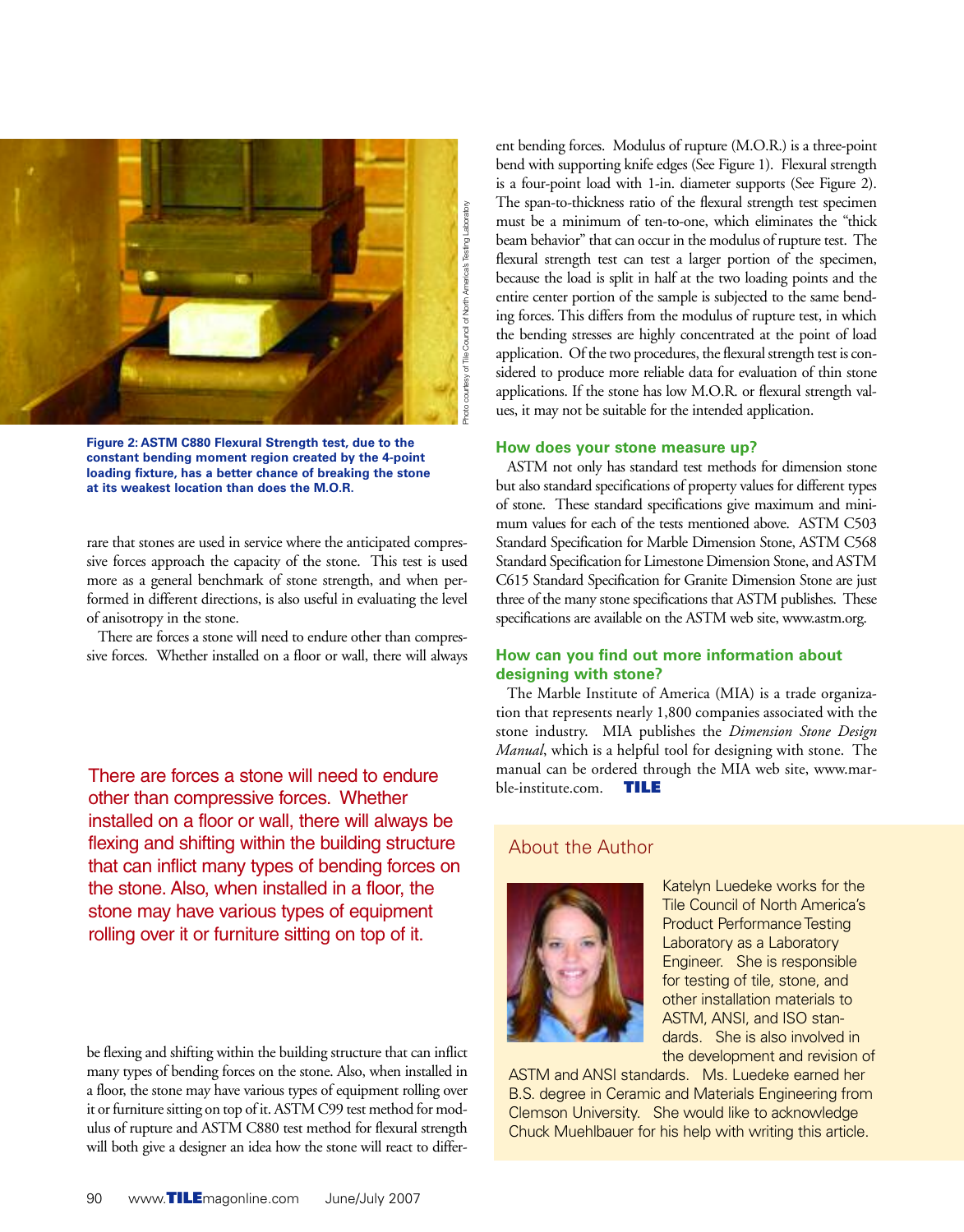Figure 2: ASTM C880 Flexural Strength test, due to the constant bending moment region created by the 4-point loading fixture, has a better chance of breaking the stone at its weakest location than does the M.O.R.

Photo courtesy of Tile Council of North America's Testing Laboratory

rare that stones are used in service where the anticipated compressive forces approach the capacity of the stone. This test is used more as a general benchmark of stone strength, and when performed in different directions, is also useful in evaluating the level of anisotropy in the stone.

There are forces a stone will need to endure other than compressive forces. Whether installed on a floor or wall, there will always be flexing and shifting within the building structure that can inflict many types of bending forces on the stone. Also, when installed in a floor, the stone may have various types of equipment rolling over it or furniture sitting on top of it. ASTM C99 test method for modulus of rupture and ASTM C880 test method for flexural strength will both give a designer an idea how the stone will react to different bending forces. Modulus of rupture (M.O.R.) is a three-point bend with supporting knife edges (See Figure 1). Flexural strength is a four-point load with 1-in. diameter supports (See Figure 2). The span-to-thickness ratio of the flexural strength test specimen must be a minimum of ten-to-one, which eliminates the "thick beam behavior" that can occur in the modulus of rupture test. The flexural strength test can test a larger portion of the specimen, because the load is split in half at the two loading points and the entire center portion of the sample is subjected to the same bending forces. This differs from the modulus of rupture test, in which the bending stresses are highly concentrated at the point of load application. Of the two procedures, the flexural strength test is considered to produce more reliable data for evaluation of thin stone applications. If the stone has low M.O.R. or flexural strength values, it may not be suitable for the intended application.

> There are forces a stone will need to endure other than compressive forces. Whether installed on a floor or wall, there will always be flexing and shifting within the building structure that can inflict many types of bending forces on the stone. Also, when installed in a floor, the stone may have various types of equipment rolling over it or furniture sitting on top of it.

## How does your stone measure up?

ASTM not only has standard test methods for dimension stone but also standard specifications of property values for different types of stone. These standard specifications give maximum and minimum values for each of the tests mentioned above. ASTM C503 Standard Specification for Marble Dimension Stone, ASTM C568 Standard Specification for Limestone Dimension Stone, and ASTM C615 Standard Specification for Granite Dimension Stone are just three of the many stone specifications that ASTM publishes. These specifications are available on the ASTM web site, www.astm.org.

## How can you find out more information about designing with stone?

The Marble Institute of America (MIA) is a trade organization that represents nearly 1,800 companies associated with the stone industry. MIA publishes the *Dimension Stone Design Manual*, which is a helpful tool for designing with stone. The manual can be ordered through the MIA web site, www.marble-institute.com. **TILE**

## About the Author

Katelyn Luedeke works for the Tile Council of North America's Product Performance Testing Laboratory as a Laboratory Engineer. She is responsible for testing of tile, stone, and other installation materials to ASTM, ANSI, and ISO standards. She is also involved in the development and revision of ASTM and ANSI standards. Ms. Luedeke earned her B.S. degree in Ceramic and Materials Engineering from Clemson University. She would like to acknowledge Chuck Muehlbauer for his help with writing this article.